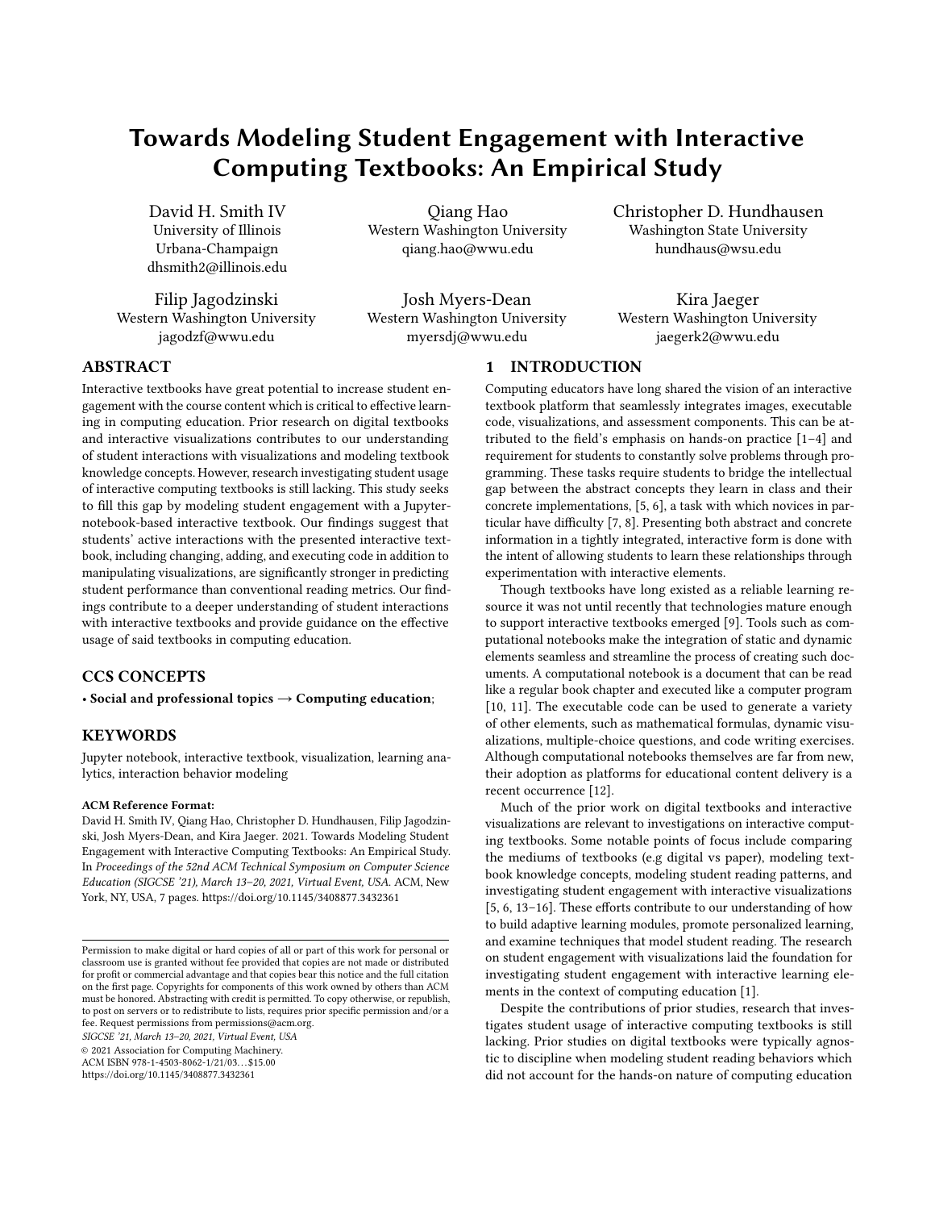# Towards Modeling Student Engagement with Interactive Computing Textbooks: An Empirical Study

David H. Smith IV
University of Illinois Urbana-Champaign
dhsmith2@illinois.edu

Qiang Hao
Western Washington University
qiang.hao@wwu.edu

Christopher D. Hundhausen
Washington State University
hundhaus@wsu.edu

Filip Jagodzinski
Western Washington University
jagodzf@wwu.edu

Josh Myers-Dean
Western Washington University
myersdj@wwu.edu

Kira Jaeger
Western Washington University
jaegerk2@wwu.edu

## ABSTRACT

Interactive textbooks have great potential to increase student engagement with the course content which is critical to effective learning in computing education. Prior research on digital textbooks and interactive visualizations contributes to our understanding of student interactions with visualizations and modeling textbook knowledge concepts. However, research investigating student usage of interactive computing textbooks is still lacking. This study seeks to fill this gap by modeling student engagement with a Jupyter-notebook-based interactive textbook. Our findings suggest that students' active interactions with the presented interactive textbook, including changing, adding, and executing code in addition to manipulating visualizations, are significantly stronger in predicting student performance than conventional reading metrics. Our findings contribute to a deeper understanding of student interactions with interactive textbooks and provide guidance on the effective usage of said textbooks in computing education.

## CCS CONCEPTS

• **Social and professional topics → Computing education**;

## KEYWORDS

Jupyter notebook, interactive textbook, visualization, learning analytics, interaction behavior modeling

**ACM Reference Format:**
David H. Smith IV, Qiang Hao, Christopher D. Hundhausen, Filip Jagodzinski, Josh Myers-Dean, and Kira Jaeger. 2021. Towards Modeling Student Engagement with Interactive Computing Textbooks: An Empirical Study. In *Proceedings of the 52nd ACM Technical Symposium on Computer Science Education (SIGCSE '21), March 13–20, 2021, Virtual Event, USA.* ACM, New York, NY, USA, 7 pages. https://doi.org/10.1145/3408877.3432361

Permission to make digital or hard copies of all or part of this work for personal or classroom use is granted without fee provided that copies are not made or distributed for profit or commercial advantage and that copies bear this notice and the full citation on the first page. Copyrights for components of this work owned by others than ACM must be honored. Abstracting with credit is permitted. To copy otherwise, or republish, to post on servers or to redistribute to lists, requires prior specific permission and/or a fee. Request permissions from permissions@acm.org.
*SIGCSE '21, March 13–20, 2021, Virtual Event, USA*
© 2021 Association for Computing Machinery.
ACM ISBN 978-1-4503-8062-1/21/03…$15.00
https://doi.org/10.1145/3408877.3432361

## 1 INTRODUCTION

Computing educators have long shared the vision of an interactive textbook platform that seamlessly integrates images, executable code, visualizations, and assessment components. This can be attributed to the field's emphasis on hands-on practice [1–4] and requirement for students to constantly solve problems through programming. These tasks require students to bridge the intellectual gap between the abstract concepts they learn in class and their concrete implementations, [5, 6], a task with which novices in particular have difficulty [7, 8]. Presenting both abstract and concrete information in a tightly integrated, interactive form is done with the intent of allowing students to learn these relationships through experimentation with interactive elements.

Though textbooks have long existed as a reliable learning resource it was not until recently that technologies mature enough to support interactive textbooks emerged [9]. Tools such as computational notebooks make the integration of static and dynamic elements seamless and streamline the process of creating such documents. A computational notebook is a document that can be read like a regular book chapter and executed like a computer program [10, 11]. The executable code can be used to generate a variety of other elements, such as mathematical formulas, dynamic visualizations, multiple-choice questions, and code writing exercises. Although computational notebooks themselves are far from new, their adoption as platforms for educational content delivery is a recent occurrence [12].

Much of the prior work on digital textbooks and interactive visualizations are relevant to investigations on interactive computing textbooks. Some notable points of focus include comparing the mediums of textbooks (e.g digital vs paper), modeling textbook knowledge concepts, modeling student reading patterns, and investigating student engagement with interactive visualizations [5, 6, 13–16]. These efforts contribute to our understanding of how to build adaptive learning modules, promote personalized learning, and examine techniques that model student reading. The research on student engagement with visualizations laid the foundation for investigating student engagement with interactive learning elements in the context of computing education [1].

Despite the contributions of prior studies, research that investigates student usage of interactive computing textbooks is still lacking. Prior studies on digital textbooks were typically agnostic to discipline when modeling student reading behaviors which did not account for the hands-on nature of computing education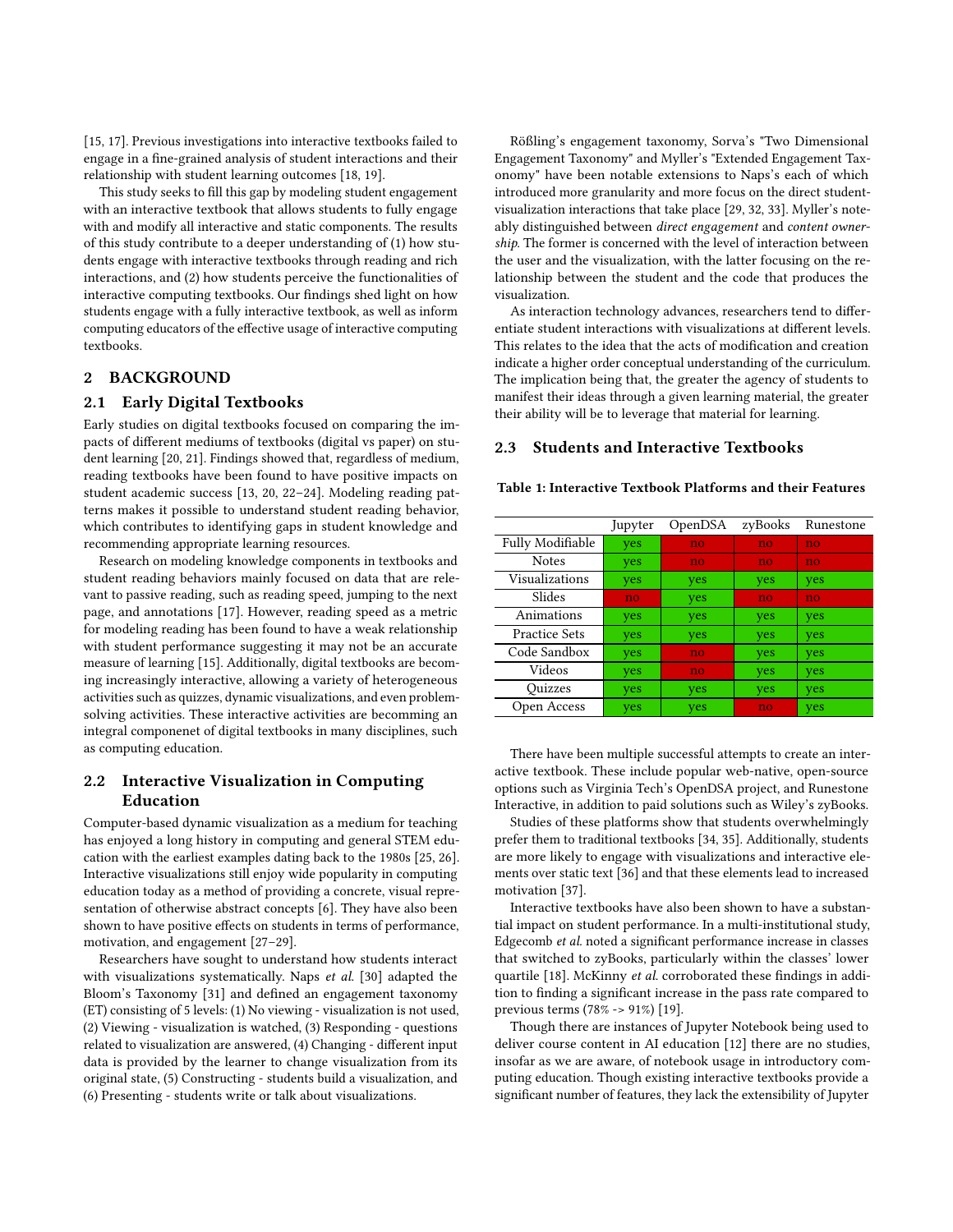[15, 17]. Previous investigations into interactive textbooks failed to engage in a fine-grained analysis of student interactions and their relationship with student learning outcomes [18, 19].

This study seeks to fill this gap by modeling student engagement with an interactive textbook that allows students to fully engage with and modify all interactive and static components. The results of this study contribute to a deeper understanding of (1) how students engage with interactive textbooks through reading and rich interactions, and (2) how students perceive the functionalities of interactive computing textbooks. Our findings shed light on how students engage with a fully interactive textbook, as well as inform computing educators of the effective usage of interactive computing textbooks.

## 2 BACKGROUND

### 2.1 Early Digital Textbooks

Early studies on digital textbooks focused on comparing the impacts of different mediums of textbooks (digital vs paper) on student learning [20, 21]. Findings showed that, regardless of medium, reading textbooks have been found to have positive impacts on student academic success [13, 20, 22–24]. Modeling reading patterns makes it possible to understand student reading behavior, which contributes to identifying gaps in student knowledge and recommending appropriate learning resources.

Research on modeling knowledge components in textbooks and student reading behaviors mainly focused on data that are relevant to passive reading, such as reading speed, jumping to the next page, and annotations [17]. However, reading speed as a metric for modeling reading has been found to have a weak relationship with student performance suggesting it may not be an accurate measure of learning [15]. Additionally, digital textbooks are becoming increasingly interactive, allowing a variety of heterogeneous activities such as quizzes, dynamic visualizations, and even problem-solving activities. These interactive activities are becomming an integral componenet of digital textbooks in many disciplines, such as computing education.

### 2.2 Interactive Visualization in Computing Education

Computer-based dynamic visualization as a medium for teaching has enjoyed a long history in computing and general STEM education with the earliest examples dating back to the 1980s [25, 26]. Interactive visualizations still enjoy wide popularity in computing education today as a method of providing a concrete, visual representation of otherwise abstract concepts [6]. They have also been shown to have positive effects on students in terms of performance, motivation, and engagement [27–29].

Researchers have sought to understand how students interact with visualizations systematically. Naps *et al.* [30] adapted the Bloom's Taxonomy [31] and defined an engagement taxonomy (ET) consisting of 5 levels: (1) No viewing - visualization is not used, (2) Viewing - visualization is watched, (3) Responding - questions related to visualization are answered, (4) Changing - different input data is provided by the learner to change visualization from its original state, (5) Constructing - students build a visualization, and (6) Presenting - students write or talk about visualizations.

Rößling's engagement taxonomy, Sorva's "Two Dimensional Engagement Taxonomy" and Myller's "Extended Engagement Taxonomy" have been notable extensions to Naps's each of which introduced more granularity and more focus on the direct student-visualization interactions that take place [29, 32, 33]. Myller's noteably distinguished between *direct engagement* and *content ownership*. The former is concerned with the level of interaction between the user and the visualization, with the latter focusing on the relationship between the student and the code that produces the visualization.

As interaction technology advances, researchers tend to differentiate student interactions with visualizations at different levels. This relates to the idea that the acts of modification and creation indicate a higher order conceptual understanding of the curriculum. The implication being that, the greater the agency of students to manifest their ideas through a given learning material, the greater their ability will be to leverage that material for learning.

### 2.3 Students and Interactive Textbooks

**Table 1: Interactive Textbook Platforms and their Features**

| | Jupyter | OpenDSA | zyBooks | Runestone |
|---|---|---|---|---|
| Fully Modifiable | yes | no | no | no |
| Notes | yes | no | no | no |
| Visualizations | yes | yes | yes | yes |
| Slides | no | yes | no | no |
| Animations | yes | yes | yes | yes |
| Practice Sets | yes | yes | yes | yes |
| Code Sandbox | yes | no | yes | yes |
| Videos | yes | no | yes | yes |
| Quizzes | yes | yes | yes | yes |
| Open Access | yes | yes | no | yes |

There have been multiple successful attempts to create an interactive textbook. These include popular web-native, open-source options such as Virginia Tech's OpenDSA project, and Runestone Interactive, in addition to paid solutions such as Wiley's zyBooks.

Studies of these platforms show that students overwhelmingly prefer them to traditional textbooks [34, 35]. Additionally, students are more likely to engage with visualizations and interactive elements over static text [36] and that these elements lead to increased motivation [37].

Interactive textbooks have also been shown to have a substantial impact on student performance. In a multi-institutional study, Edgecomb *et al.* noted a significant performance increase in classes that switched to zyBooks, particularly within the classes' lower quartile [18]. McKinny *et al.* corroborated these findings in addition to finding a significant increase in the pass rate compared to previous terms (78% -> 91%) [19].

Though there are instances of Jupyter Notebook being used to deliver course content in AI education [12] there are no studies, insofar as we are aware, of notebook usage in introductory computing education. Though existing interactive textbooks provide a significant number of features, they lack the extensibility of Jupyter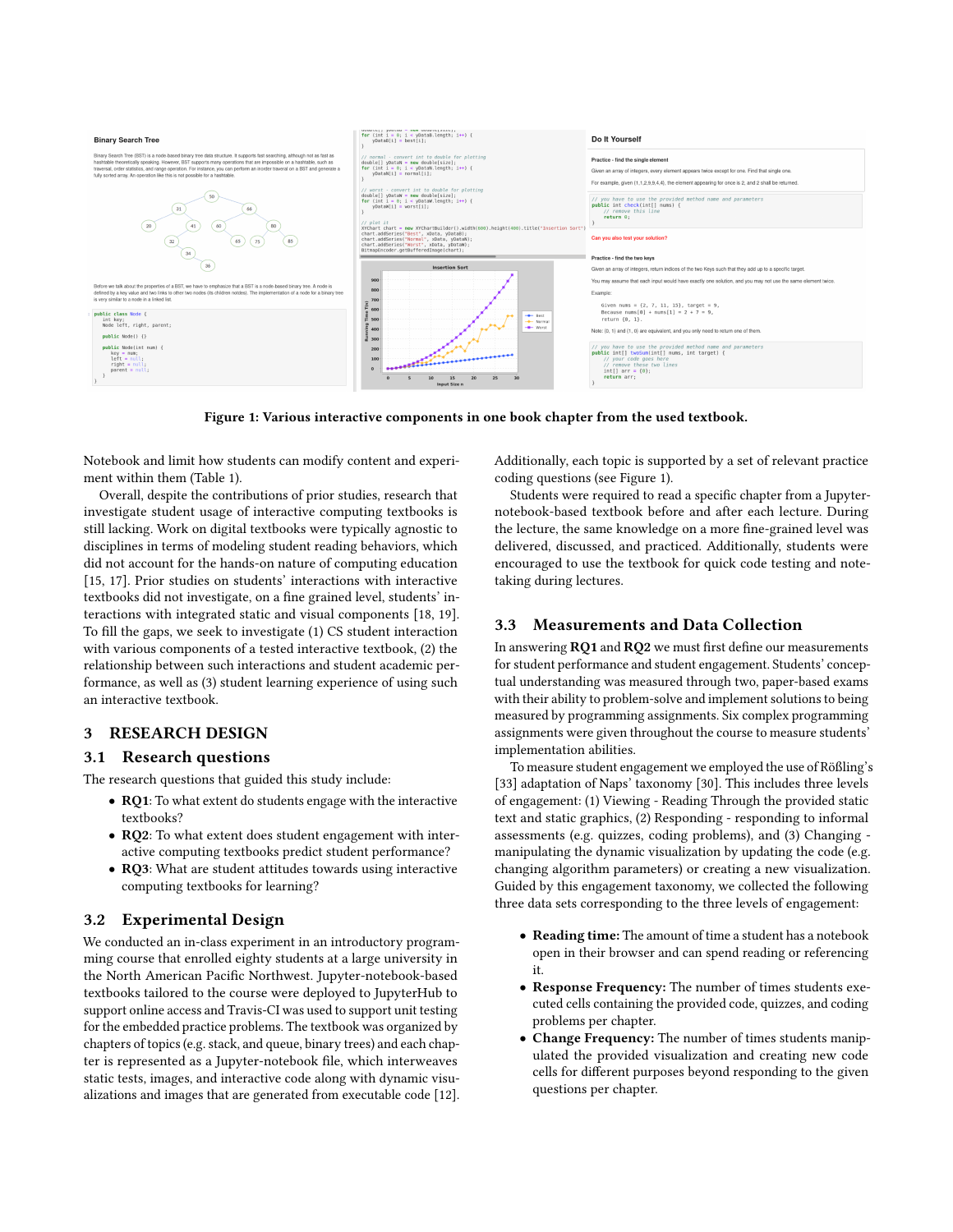Figure 1: Various interactive components in one book chapter from the used textbook.

Notebook and limit how students can modify content and experiment within them (Table 1).

Overall, despite the contributions of prior studies, research that investigate student usage of interactive computing textbooks is still lacking. Work on digital textbooks were typically agnostic to disciplines in terms of modeling student reading behaviors, which did not account for the hands-on nature of computing education [15, 17]. Prior studies on students' interactions with interactive textbooks did not investigate, on a fine grained level, students' interactions with integrated static and visual components [18, 19]. To fill the gaps, we seek to investigate (1) CS student interaction with various components of a tested interactive textbook, (2) the relationship between such interactions and student academic performance, as well as (3) student learning experience of using such an interactive textbook.

# 3 RESEARCH DESIGN

## 3.1 Research questions

The research questions that guided this study include:

- **RQ1**: To what extent do students engage with the interactive textbooks?
- **RQ2**: To what extent does student engagement with interactive computing textbooks predict student performance?
- **RQ3**: What are student attitudes towards using interactive computing textbooks for learning?

## 3.2 Experimental Design

We conducted an in-class experiment in an introductory programming course that enrolled eighty students at a large university in the North American Pacific Northwest. Jupyter-notebook-based textbooks tailored to the course were deployed to JupyterHub to support online access and Travis-CI was used to support unit testing for the embedded practice problems. The textbook was organized by chapters of topics (e.g. stack, and queue, binary trees) and each chapter is represented as a Jupyter-notebook file, which interweaves static tests, images, and interactive code along with dynamic visualizations and images that are generated from executable code [12]. Additionally, each topic is supported by a set of relevant practice coding questions (see Figure 1).

Students were required to read a specific chapter from a Jupyter-notebook-based textbook before and after each lecture. During the lecture, the same knowledge on a more fine-grained level was delivered, discussed, and practiced. Additionally, students were encouraged to use the textbook for quick code testing and note-taking during lectures.

## 3.3 Measurements and Data Collection

In answering **RQ1** and **RQ2** we must first define our measurements for student performance and student engagement. Students' conceptual understanding was measured through two, paper-based exams with their ability to problem-solve and implement solutions to being measured by programming assignments. Six complex programming assignments were given throughout the course to measure students' implementation abilities.

To measure student engagement we employed the use of Rößling's [33] adaptation of Naps' taxonomy [30]. This includes three levels of engagement: (1) Viewing - Reading Through the provided static text and static graphics, (2) Responding - responding to informal assessments (e.g. quizzes, coding problems), and (3) Changing - manipulating the dynamic visualization by updating the code (e.g. changing algorithm parameters) or creating a new visualization. Guided by this engagement taxonomy, we collected the following three data sets corresponding to the three levels of engagement:

- **Reading time:** The amount of time a student has a notebook open in their browser and can spend reading or referencing it.
- **Response Frequency:** The number of times students executed cells containing the provided code, quizzes, and coding problems per chapter.
- **Change Frequency:** The number of times students manipulated the provided visualization and creating new code cells for different purposes beyond responding to the given questions per chapter.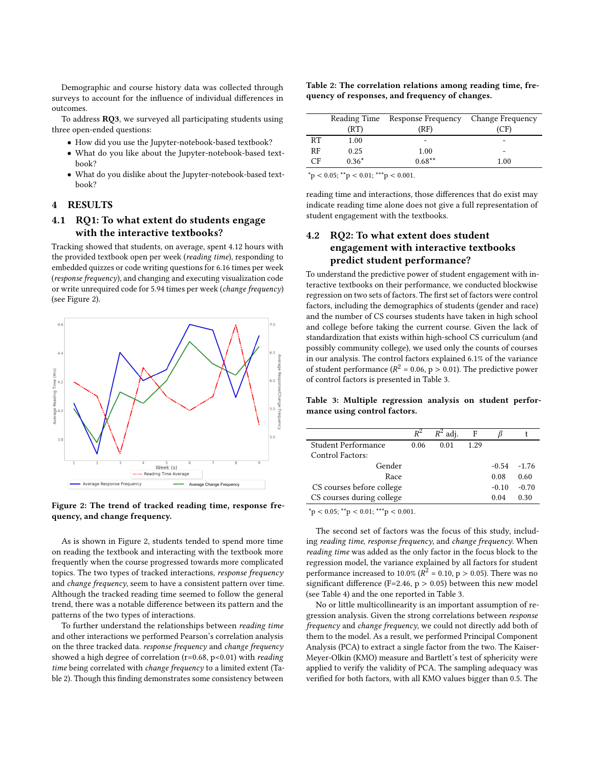Demographic and course history data was collected through surveys to account for the influence of individual differences in outcomes.

To address **RQ3**, we surveyed all participating students using three open-ended questions:

- How did you use the Jupyter-notebook-based textbook?
- What do you like about the Jupyter-notebook-based textbook?
- What do you dislike about the Jupyter-notebook-based textbook?

# 4 RESULTS

## 4.1 RQ1: To what extent do students engage with the interactive textbooks?

Tracking showed that students, on average, spent 4.12 hours with the provided textbook open per week (*reading time*), responding to embedded quizzes or code writing questions for 6.16 times per week (*response frequency*), and changing and executing visualization code or write unrequired code for 5.94 times per week (*change frequency*) (see Figure 2).

4.6
4.4
4.2
4.0
3.8
Average Reading Time (Hrs)
7.0
6.5
6.0
5.5
5.0
Average Response/Change Frequency
1 2 3 4 5 6 7 8 9
Week (s)
Reading Time Average
Average Response Frequency
Average Change Frequency

**Figure 2: The trend of tracked reading time, response frequency, and change frequency.**

As is shown in Figure 2, students tended to spend more time on reading the textbook and interacting with the textbook more frequently when the course progressed towards more complicated topics. The two types of tracked interactions, *response frequency* and *change frequency*, seem to have a consistent pattern over time. Although the tracked reading time seemed to follow the general trend, there was a notable difference between its pattern and the patterns of the two types of interactions.

To further understand the relationships between *reading time* and other interactions we performed Pearson's correlation analysis on the three tracked data. *response frequency* and *change frequency* showed a high degree of correlation (r=0.68, p<0.01) with *reading time* being correlated with *change frequency* to a limited extent (Table 2). Though this finding demonstrates some consistency between reading time and interactions, those differences that do exist may indicate reading time alone does not give a full representation of student engagement with the textbooks.

**Table 2: The correlation relations among reading time, frequency of responses, and frequency of changes.**

| | Reading Time (RT) | Response Frequency (RF) | Change Frequency (CF) |
|---|---|---|---|
| RT | 1.00 | - | - |
| RF | 0.25 | 1.00 | - |
| CF | 0.36* | 0.68** | 1.00 |

*p < 0.05; **p < 0.01; ***p < 0.001.

## 4.2 RQ2: To what extent does student engagement with interactive textbooks predict student performance?

To understand the predictive power of student engagement with interactive textbooks on their performance, we conducted blockwise regression on two sets of factors. The first set of factors were control factors, including the demographics of students (gender and race) and the number of CS courses students have taken in high school and college before taking the current course. Given the lack of standardization that exists within high-school CS curriculum (and possibly community college), we used only the counts of courses in our analysis. The control factors explained 6.1% of the variance of student performance ($R^2$ = 0.06, p > 0.01). The predictive power of control factors is presented in Table 3.

**Table 3: Multiple regression analysis on student performance using control factors.**

| | $R^2$ | $R^2$ adj. | F | $\beta$ | t |
|---|---|---|---|---|---|
| Student Performance | 0.06 | 0.01 | 1.29 | | |
| Control Factors: | | | | | |
| Gender | | | | -0.54 | -1.76 |
| Race | | | | 0.08 | 0.60 |
| CS courses before college | | | | -0.10 | -0.70 |
| CS courses during college | | | | 0.04 | 0.30 |

*p < 0.05; **p < 0.01; ***p < 0.001.

The second set of factors was the focus of this study, including *reading time*, *response frequency*, and *change frequency*. When *reading time* was added as the only factor in the focus block to the regression model, the variance explained by all factors for student performance increased to 10.0% ($R^2$ = 0.10, p > 0.05). There was no significant difference (F=2.46, p > 0.05) between this new model (see Table 4) and the one reported in Table 3.

No or little multicollinearity is an important assumption of regression analysis. Given the strong correlations between *response frequency* and *change frequency*, we could not directly add both of them to the model. As a result, we performed Principal Component Analysis (PCA) to extract a single factor from the two. The Kaiser-Meyer-Olkin (KMO) measure and Bartlett's test of sphericity were applied to verify the validity of PCA. The sampling adequacy was verified for both factors, with all KMO values bigger than 0.5. The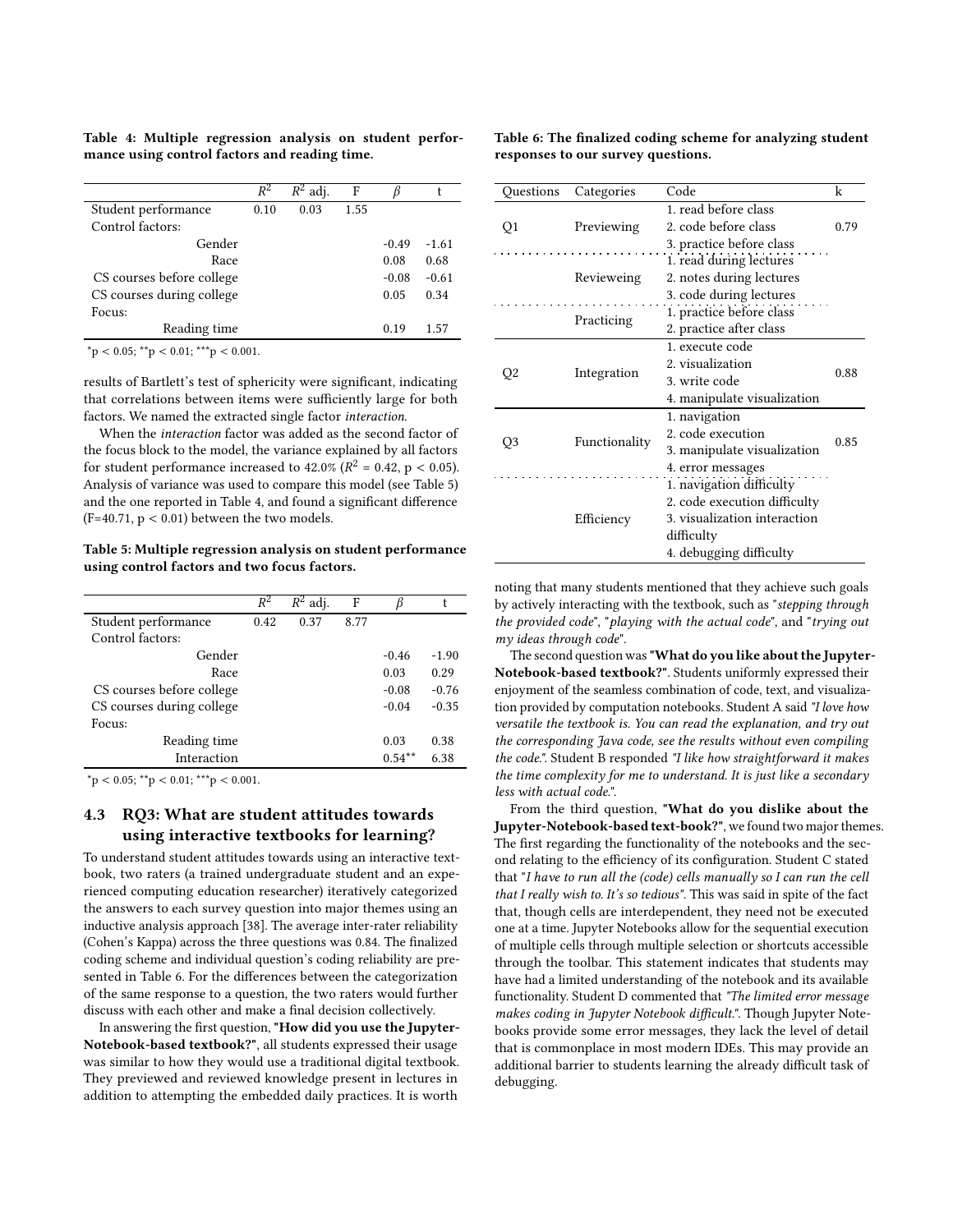**Table 4: Multiple regression analysis on student performance using control factors and reading time.**

| | $R^2$ | $R^2$ adj. | F | $\beta$ | t |
|---|---|---|---|---|---|
| Student performance | 0.10 | 0.03 | 1.55 | | |
| Control factors: | | | | | |
| Gender | | | | -0.49 | -1.61 |
| Race | | | | 0.08 | 0.68 |
| CS courses before college | | | | -0.08 | -0.61 |
| CS courses during college | | | | 0.05 | 0.34 |
| Focus: | | | | | |
| Reading time | | | | 0.19 | 1.57 |

*p < 0.05; **p < 0.01; ***p < 0.001.

results of Bartlett's test of sphericity were significant, indicating that correlations between items were sufficiently large for both factors. We named the extracted single factor *interaction*.

When the *interaction* factor was added as the second factor of the focus block to the model, the variance explained by all factors for student performance increased to 42.0% ($R^2 = 0.42$, $p < 0.05$). Analysis of variance was used to compare this model (see Table 5) and the one reported in Table 4, and found a significant difference (F=40.71, $p < 0.01$) between the two models.

**Table 5: Multiple regression analysis on student performance using control factors and two focus factors.**

| | $R^2$ | $R^2$ adj. | F | $\beta$ | t |
|---|---|---|---|---|---|
| Student performance | 0.42 | 0.37 | 8.77 | | |
| Control factors: | | | | | |
| Gender | | | | -0.46 | -1.90 |
| Race | | | | 0.03 | 0.29 |
| CS courses before college | | | | -0.08 | -0.76 |
| CS courses during college | | | | -0.04 | -0.35 |
| Focus: | | | | | |
| Reading time | | | | 0.03 | 0.38 |
| Interaction | | | | 0.54** | 6.38 |

*p < 0.05; **p < 0.01; ***p < 0.001.

## 4.3 RQ3: What are student attitudes towards using interactive textbooks for learning?

To understand student attitudes towards using an interactive textbook, two raters (a trained undergraduate student and an experienced computing education researcher) iteratively categorized the answers to each survey question into major themes using an inductive analysis approach [38]. The average inter-rater reliability (Cohen's Kappa) across the three questions was 0.84. The finalized coding scheme and individual question's coding reliability are presented in Table 6. For the differences between the categorization of the same response to a question, the two raters would further discuss with each other and make a final decision collectively.

In answering the first question, **"How did you use the Jupyter-Notebook-based textbook?"**, all students expressed their usage was similar to how they would use a traditional digital textbook. They previewed and reviewed knowledge present in lectures in addition to attempting the embedded daily practices. It is worth noting that many students mentioned that they achieve such goals by actively interacting with the textbook, such as "*stepping through the provided code*", "*playing with the actual code*", and "*trying out my ideas through code*".

**Table 6: The finalized coding scheme for analyzing student responses to our survey questions.**

| Questions | Categories | Code | k |
|---|---|---|---|
| Q1 | Previewing | 1. read before class<br>2. code before class<br>3. practice before class | 0.79 |
| | Revieweing | 1. read during lectures<br>2. notes during lectures<br>3. code during lectures | |
| | Practicing | 1. practice before class<br>2. practice after class | |
| Q2 | Integration | 1. execute code<br>2. visualization<br>3. write code<br>4. manipulate visualization | 0.88 |
| Q3 | Functionality | 1. navigation<br>2. code execution<br>3. manipulate visualization<br>4. error messages | 0.85 |
| | Efficiency | 1. navigation difficulty<br>2. code execution difficulty<br>3. visualization interaction difficulty<br>4. debugging difficulty | |

The second question was **"What do you like about the Jupyter-Notebook-based textbook?"**. Students uniformly expressed their enjoyment of the seamless combination of code, text, and visualization provided by computation notebooks. Student A said *"I love how versatile the textbook is. You can read the explanation, and try out the corresponding Java code, see the results without even compiling the code."*. Student B responded *"I like how straightforward it makes the time complexity for me to understand. It is just like a secondary less with actual code."*.

From the third question, **"What do you dislike about the Jupyter-Notebook-based text-book?"**, we found two major themes. The first regarding the functionality of the notebooks and the second relating to the efficiency of its configuration. Student C stated that "*I have to run all the (code) cells manually so I can run the cell that I really wish to. It's so tedious*". This was said in spite of the fact that, though cells are interdependent, they need not be executed one at a time. Jupyter Notebooks allow for the sequential execution of multiple cells through multiple selection or shortcuts accessible through the toolbar. This statement indicates that students may have had a limited understanding of the notebook and its available functionality. Student D commented that *"The limited error message makes coding in Jupyter Notebook difficult."*. Though Jupyter Notebooks provide some error messages, they lack the level of detail that is commonplace in most modern IDEs. This may provide an additional barrier to students learning the already difficult task of debugging.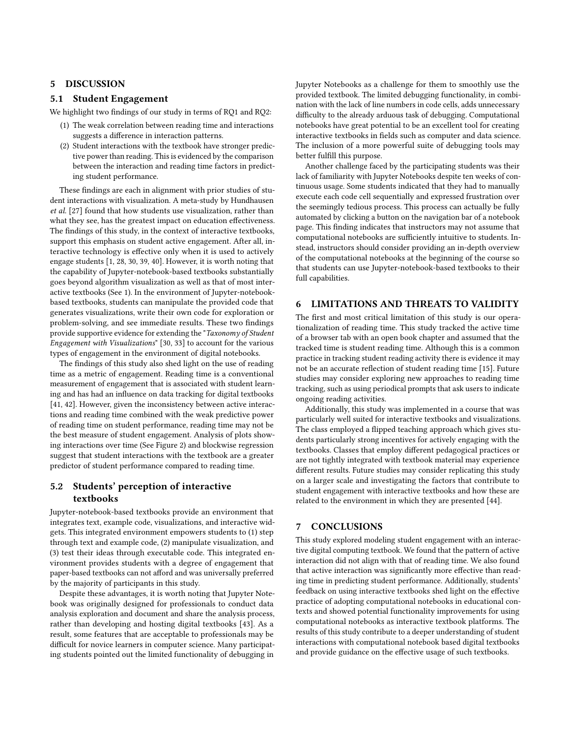## 5 DISCUSSION

### 5.1 Student Engagement

We highlight two findings of our study in terms of RQ1 and RQ2:

1. The weak correlation between reading time and interactions suggests a difference in interaction patterns.
2. Student interactions with the textbook have stronger predictive power than reading. This is evidenced by the comparison between the interaction and reading time factors in predicting student performance.

These findings are each in alignment with prior studies of student interactions with visualization. A meta-study by Hundhausen *et al.* [27] found that how students use visualization, rather than what they see, has the greatest impact on education effectiveness. The findings of this study, in the context of interactive textbooks, support this emphasis on student active engagement. After all, interactive technology is effective only when it is used to actively engage students [1, 28, 30, 39, 40]. However, it is worth noting that the capability of Jupyter-notebook-based textbooks substantially goes beyond algorithm visualization as well as that of most interactive textbooks (See 1). In the environment of Jupyter-notebook-based textbooks, students can manipulate the provided code that generates visualizations, write their own code for exploration or problem-solving, and see immediate results. These two findings provide supportive evidence for extending the "*Taxonomy of Student Engagement with Visualizations*" [30, 33] to account for the various types of engagement in the environment of digital notebooks.

The findings of this study also shed light on the use of reading time as a metric of engagement. Reading time is a conventional measurement of engagement that is associated with student learning and has had an influence on data tracking for digital textbooks [41, 42]. However, given the inconsistency between active interactions and reading time combined with the weak predictive power of reading time on student performance, reading time may not be the best measure of student engagement. Analysis of plots showing interactions over time (See Figure 2) and blockwise regression suggest that student interactions with the textbook are a greater predictor of student performance compared to reading time.

### 5.2 Students' perception of interactive textbooks

Jupyter-notebook-based textbooks provide an environment that integrates text, example code, visualizations, and interactive widgets. This integrated environment empowers students to (1) step through text and example code, (2) manipulate visualization, and (3) test their ideas through executable code. This integrated environment provides students with a degree of engagement that paper-based textbooks can not afford and was universally preferred by the majority of participants in this study.

Despite these advantages, it is worth noting that Jupyter Notebook was originally designed for professionals to conduct data analysis exploration and document and share the analysis process, rather than developing and hosting digital textbooks [43]. As a result, some features that are acceptable to professionals may be difficult for novice learners in computer science. Many participating students pointed out the limited functionality of debugging in Jupyter Notebooks as a challenge for them to smoothly use the provided textbook. The limited debugging functionality, in combination with the lack of line numbers in code cells, adds unnecessary difficulty to the already arduous task of debugging. Computational notebooks have great potential to be an excellent tool for creating interactive textbooks in fields such as computer and data science. The inclusion of a more powerful suite of debugging tools may better fulfill this purpose.

Another challenge faced by the participating students was their lack of familiarity with Jupyter Notebooks despite ten weeks of continuous usage. Some students indicated that they had to manually execute each code cell sequentially and expressed frustration over the seemingly tedious process. This process can actually be fully automated by clicking a button on the navigation bar of a notebook page. This finding indicates that instructors may not assume that computational notebooks are sufficiently intuitive to students. Instead, instructors should consider providing an in-depth overview of the computational notebooks at the beginning of the course so that students can use Jupyter-notebook-based textbooks to their full capabilities.

## 6 LIMITATIONS AND THREATS TO VALIDITY

The first and most critical limitation of this study is our operationalization of reading time. This study tracked the active time of a browser tab with an open book chapter and assumed that the tracked time is student reading time. Although this is a common practice in tracking student reading activity there is evidence it may not be an accurate reflection of student reading time [15]. Future studies may consider exploring new approaches to reading time tracking, such as using periodical prompts that ask users to indicate ongoing reading activities.

Additionally, this study was implemented in a course that was particularly well suited for interactive textbooks and visualizations. The class employed a flipped teaching approach which gives students particularly strong incentives for actively engaging with the textbooks. Classes that employ different pedagogical practices or are not tightly integrated with textbook material may experience different results. Future studies may consider replicating this study on a larger scale and investigating the factors that contribute to student engagement with interactive textbooks and how these are related to the environment in which they are presented [44].

## 7 CONCLUSIONS

This study explored modeling student engagement with an interactive digital computing textbook. We found that the pattern of active interaction did not align with that of reading time. We also found that active interaction was significantly more effective than reading time in predicting student performance. Additionally, students' feedback on using interactive textbooks shed light on the effective practice of adopting computational notebooks in educational contexts and showed potential functionality improvements for using computational notebooks as interactive textbook platforms. The results of this study contribute to a deeper understanding of student interactions with computational notebook based digital textbooks and provide guidance on the effective usage of such textbooks.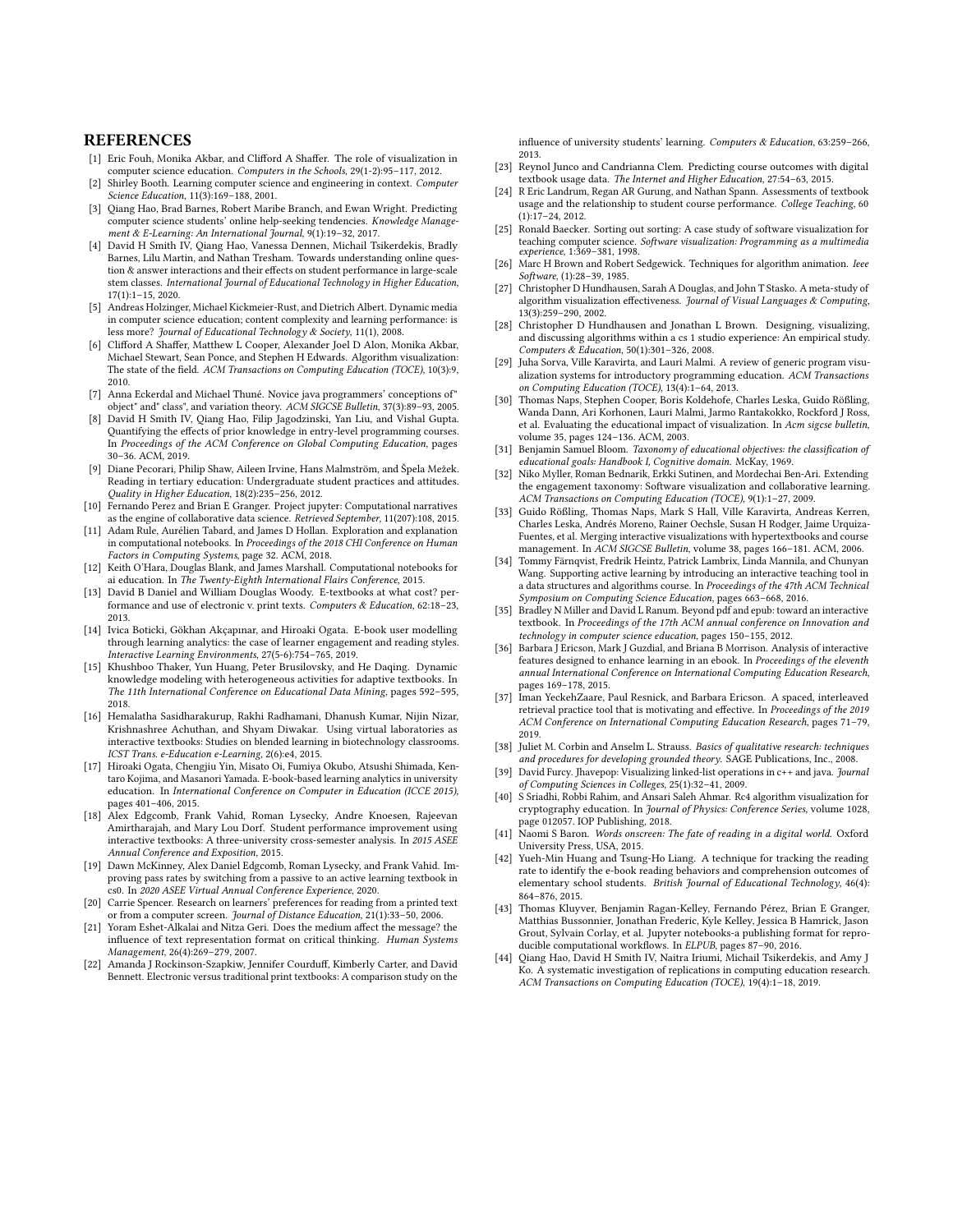## REFERENCES

[1] Eric Fouh, Monika Akbar, and Clifford A Shaffer. The role of visualization in computer science education. *Computers in the Schools*, 29(1-2):95–117, 2012.

[2] Shirley Booth. Learning computer science and engineering in context. *Computer Science Education*, 11(3):169–188, 2001.

[3] Qiang Hao, Brad Barnes, Robert Maribe Branch, and Ewan Wright. Predicting computer science students' online help-seeking tendencies. *Knowledge Management & E-Learning: An International Journal*, 9(1):19–32, 2017.

[4] David H Smith IV, Qiang Hao, Vanessa Dennen, Michail Tsikerdekis, Bradly Barnes, Lilu Martin, and Nathan Tresham. Towards understanding online question & answer interactions and their effects on student performance in large-scale stem classes. *International Journal of Educational Technology in Higher Education*, 17(1):1–15, 2020.

[5] Andreas Holzinger, Michael Kickmeier-Rust, and Dietrich Albert. Dynamic media in computer science education; content complexity and learning performance: is less more? *Journal of Educational Technology & Society*, 11(1), 2008.

[6] Clifford A Shaffer, Matthew L Cooper, Alexander Joel D Alon, Monika Akbar, Michael Stewart, Sean Ponce, and Stephen H Edwards. Algorithm visualization: The state of the field. *ACM Transactions on Computing Education (TOCE)*, 10(3):9, 2010.

[7] Anna Eckerdal and Michael Thuné. Novice java programmers' conceptions of" object" and" class", and variation theory. *ACM SIGCSE Bulletin*, 37(3):89–93, 2005.

[8] David H Smith IV, Qiang Hao, Filip Jagodzinski, Yan Liu, and Vishal Gupta. Quantifying the effects of prior knowledge in entry-level programming courses. In *Proceedings of the ACM Conference on Global Computing Education*, pages 30–36. ACM, 2019.

[9] Diane Pecorari, Philip Shaw, Aileen Irvine, Hans Malmström, and Špela Mežek. Reading in tertiary education: Undergraduate student practices and attitudes. *Quality in Higher Education*, 18(2):235–256, 2012.

[10] Fernando Perez and Brian E Granger. Project jupyter: Computational narratives as the engine of collaborative data science. *Retrieved September*, 11(207):108, 2015.

[11] Adam Rule, Aurélien Tabard, and James D Hollan. Exploration and explanation in computational notebooks. In *Proceedings of the 2018 CHI Conference on Human Factors in Computing Systems*, page 32. ACM, 2018.

[12] Keith O'Hara, Douglas Blank, and James Marshall. Computational notebooks for ai education. In *The Twenty-Eighth International Flairs Conference*, 2015.

[13] David B Daniel and William Douglas Woody. E-textbooks at what cost? performance and use of electronic v. print texts. *Computers & Education*, 62:18–23, 2013.

[14] Ivica Boticki, Gökhan Akçapınar, and Hiroaki Ogata. E-book user modelling through learning analytics: the case of learner engagement and reading styles. *Interactive Learning Environments*, 27(5-6):754–765, 2019.

[15] Khushboo Thaker, Yun Huang, Peter Brusilovsky, and He Daqing. Dynamic knowledge modeling with heterogeneous activities for adaptive textbooks. In *The 11th International Conference on Educational Data Mining*, pages 592–595, 2018.

[16] Hemalatha Sasidharakurup, Rakhi Radhamani, Dhanush Kumar, Nijin Nizar, Krishnashree Achuthan, and Shyam Diwakar. Using virtual laboratories as interactive textbooks: Studies on blended learning in biotechnology classrooms. *ICST Trans. e-Education e-Learning*, 2(6):e4, 2015.

[17] Hiroaki Ogata, Chengjiu Yin, Misato Oi, Fumiya Okubo, Atsushi Shimada, Kentaro Kojima, and Masanori Yamada. E-book-based learning analytics in university education. In *International Conference on Computer in Education (ICCE 2015)*, pages 401–406, 2015.

[18] Alex Edgcomb, Frank Vahid, Roman Lysecky, Andre Knoesen, Rajeevan Amirtharajah, and Mary Lou Dorf. Student performance improvement using interactive textbooks: A three-university cross-semester analysis. In *2015 ASEE Annual Conference and Exposition*, 2015.

[19] Dawn McKinney, Alex Daniel Edgcomb, Roman Lysecky, and Frank Vahid. Improving pass rates by switching from a passive to an active learning textbook in cs0. In *2020 ASEE Virtual Annual Conference Experience*, 2020.

[20] Carrie Spencer. Research on learners' preferences for reading from a printed text or from a computer screen. *Journal of Distance Education*, 21(1):33–50, 2006.

[21] Yoram Eshet-Alkalai and Nitza Geri. Does the medium affect the message? the influence of text representation format on critical thinking. *Human Systems Management*, 26(4):269–279, 2007.

[22] Amanda J Rockinson-Szapkiw, Jennifer Courduff, Kimberly Carter, and David Bennett. Electronic versus traditional print textbooks: A comparison study on the influence of university students' learning. *Computers & Education*, 63:259–266, 2013.

[23] Reynol Junco and Candrianna Clem. Predicting course outcomes with digital textbook usage data. *The Internet and Higher Education*, 27:54–63, 2015.

[24] R Eric Landrum, Regan AR Gurung, and Nathan Spann. Assessments of textbook usage and the relationship to student course performance. *College Teaching*, 60 (1):17–24, 2012.

[25] Ronald Baecker. Sorting out sorting: A case study of software visualization for teaching computer science. *Software visualization: Programming as a multimedia experience*, 1:369–381, 1998.

[26] Marc H Brown and Robert Sedgewick. Techniques for algorithm animation. *Ieee Software*, (1):28–39, 1985.

[27] Christopher D Hundhausen, Sarah A Douglas, and John T Stasko. A meta-study of algorithm visualization effectiveness. *Journal of Visual Languages & Computing*, 13(3):259–290, 2002.

[28] Christopher D Hundhausen and Jonathan L Brown. Designing, visualizing, and discussing algorithms within a cs 1 studio experience: An empirical study. *Computers & Education*, 50(1):301–326, 2008.

[29] Juha Sorva, Ville Karavirta, and Lauri Malmi. A review of generic program visualization systems for introductory programming education. *ACM Transactions on Computing Education (TOCE)*, 13(4):1–64, 2013.

[30] Thomas Naps, Stephen Cooper, Boris Koldehofe, Charles Leska, Guido Rößling, Wanda Dann, Ari Korhonen, Lauri Malmi, Jarmo Rantakokko, Rockford J Ross, et al. Evaluating the educational impact of visualization. In *Acm sigcse bulletin*, volume 35, pages 124–136. ACM, 2003.

[31] Benjamin Samuel Bloom. *Taxonomy of educational objectives: the classification of educational goals: Handbook I, Cognitive domain*. McKay, 1969.

[32] Niko Myller, Roman Bednarik, Erkki Sutinen, and Mordechai Ben-Ari. Extending the engagement taxonomy: Software visualization and collaborative learning. *ACM Transactions on Computing Education (TOCE)*, 9(1):1–27, 2009.

[33] Guido Rößling, Thomas Naps, Mark S Hall, Ville Karavirta, Andreas Kerren, Charles Leska, Andrés Moreno, Rainer Oechsle, Susan H Rodger, Jaime Urquiza-Fuentes, et al. Merging interactive visualizations with hypertextbooks and course management. In *ACM SIGCSE Bulletin*, volume 38, pages 166–181. ACM, 2006.

[34] Tommy Färnqvist, Fredrik Heintz, Patrick Lambrix, Linda Mannila, and Chunyan Wang. Supporting active learning by introducing an interactive teaching tool in a data structures and algorithms course. In *Proceedings of the 47th ACM Technical Symposium on Computing Science Education*, pages 663–668, 2016.

[35] Bradley N Miller and David L Ranum. Beyond pdf and epub: toward an interactive textbook. In *Proceedings of the 17th ACM annual conference on Innovation and technology in computer science education*, pages 150–155, 2012.

[36] Barbara J Ericson, Mark J Guzdial, and Briana B Morrison. Analysis of interactive features designed to enhance learning in an ebook. In *Proceedings of the eleventh annual International Conference on International Computing Education Research*, pages 169–178, 2015.

[37] Iman YeckehZaare, Paul Resnick, and Barbara Ericson. A spaced, interleaved retrieval practice tool that is motivating and effective. In *Proceedings of the 2019 ACM Conference on International Computing Education Research*, pages 71–79, 2019.

[38] Juliet M. Corbin and Anselm L. Strauss. *Basics of qualitative research: techniques and procedures for developing grounded theory*. SAGE Publications, Inc., 2008.

[39] David Furcy. Jhavepop: Visualizing linked-list operations in c++ and java. *Journal of Computing Sciences in Colleges*, 25(1):32–41, 2009.

[40] S Sriadhi, Robbi Rahim, and Ansari Saleh Ahmar. Rc4 algorithm visualization for cryptography education. In *Journal of Physics: Conference Series*, volume 1028, page 012057. IOP Publishing, 2018.

[41] Naomi S Baron. *Words onscreen: The fate of reading in a digital world*. Oxford University Press, USA, 2015.

[42] Yueh-Min Huang and Tsung-Ho Liang. A technique for tracking the reading rate to identify the e-book reading behaviors and comprehension outcomes of elementary school students. *British Journal of Educational Technology*, 46(4): 864–876, 2015.

[43] Thomas Kluyver, Benjamin Ragan-Kelley, Fernando Pérez, Brian E Granger, Matthias Bussonnier, Jonathan Frederic, Kyle Kelley, Jessica B Hamrick, Jason Grout, Sylvain Corlay, et al. Jupyter notebooks-a publishing format for reproducible computational workflows. In *ELPUB*, pages 87–90, 2016.

[44] Qiang Hao, David H Smith IV, Naitra Iriumi, Michail Tsikerdekis, and Amy J Ko. A systematic investigation of replications in computing education research. *ACM Transactions on Computing Education (TOCE)*, 19(4):1–18, 2019.